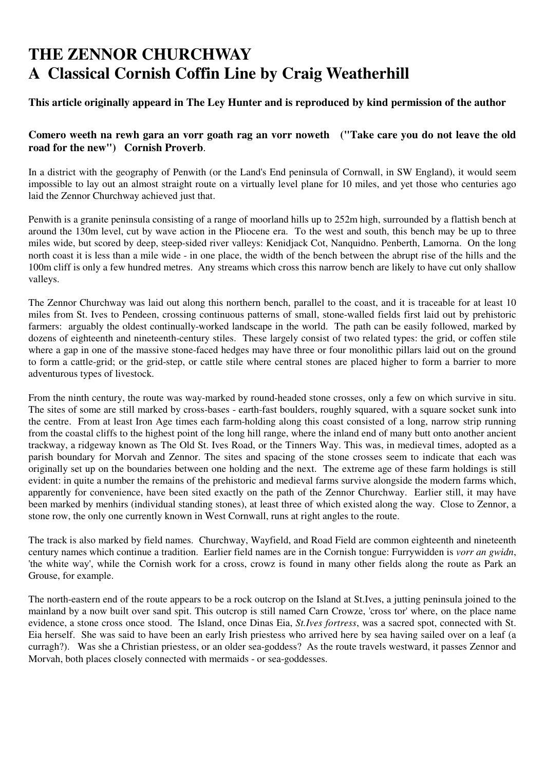# THE ZENNOR CHURCHWAY
# A Classical Cornish Coffin Line by Craig Weatherhill

**This article originally appeard in The Ley Hunter and is reproduced by kind permission of the author**

**Comero weeth na rewh gara an vorr goath rag an vorr noweth ("Take care you do not leave the old road for the new") Cornish Proverb**.

In a district with the geography of Penwith (or the Land's End peninsula of Cornwall, in SW England), it would seem impossible to lay out an almost straight route on a virtually level plane for 10 miles, and yet those who centuries ago laid the Zennor Churchway achieved just that.

Penwith is a granite peninsula consisting of a range of moorland hills up to 252m high, surrounded by a flattish bench at around the 130m level, cut by wave action in the Pliocene era. To the west and south, this bench may be up to three miles wide, but scored by deep, steep-sided river valleys: Kenidjack Cot, Nanquidno. Penberth, Lamorna. On the long north coast it is less than a mile wide - in one place, the width of the bench between the abrupt rise of the hills and the 100m cliff is only a few hundred metres. Any streams which cross this narrow bench are likely to have cut only shallow valleys.

The Zennor Churchway was laid out along this northern bench, parallel to the coast, and it is traceable for at least 10 miles from St. Ives to Pendeen, crossing continuous patterns of small, stone-walled fields first laid out by prehistoric farmers: arguably the oldest continually-worked landscape in the world. The path can be easily followed, marked by dozens of eighteenth and nineteenth-century stiles. These largely consist of two related types: the grid, or coffen stile where a gap in one of the massive stone-faced hedges may have three or four monolithic pillars laid out on the ground to form a cattle-grid; or the grid-step, or cattle stile where central stones are placed higher to form a barrier to more adventurous types of livestock.

From the ninth century, the route was way-marked by round-headed stone crosses, only a few on which survive in situ. The sites of some are still marked by cross-bases - earth-fast boulders, roughly squared, with a square socket sunk into the centre. From at least Iron Age times each farm-holding along this coast consisted of a long, narrow strip running from the coastal cliffs to the highest point of the long hill range, where the inland end of many butt onto another ancient trackway, a ridgeway known as The Old St. Ives Road, or the Tinners Way. This was, in medieval times, adopted as a parish boundary for Morvah and Zennor. The sites and spacing of the stone crosses seem to indicate that each was originally set up on the boundaries between one holding and the next. The extreme age of these farm holdings is still evident: in quite a number the remains of the prehistoric and medieval farms survive alongside the modern farms which, apparently for convenience, have been sited exactly on the path of the Zennor Churchway. Earlier still, it may have been marked by menhirs (individual standing stones), at least three of which existed along the way. Close to Zennor, a stone row, the only one currently known in West Cornwall, runs at right angles to the route.

The track is also marked by field names. Churchway, Wayfield, and Road Field are common eighteenth and nineteenth century names which continue a tradition. Earlier field names are in the Cornish tongue: Furrywidden is *vorr an gwidn*, 'the white way', while the Cornish work for a cross, crowz is found in many other fields along the route as Park an Grouse, for example.

The north-eastern end of the route appears to be a rock outcrop on the Island at St.Ives, a jutting peninsula joined to the mainland by a now built over sand spit. This outcrop is still named Carn Crowze, 'cross tor' where, on the place name evidence, a stone cross once stood. The Island, once Dinas Eia, *St.Ives fortress*, was a sacred spot, connected with St. Eia herself. She was said to have been an early Irish priestess who arrived here by sea having sailed over on a leaf (a curragh?). Was she a Christian priestess, or an older sea-goddess? As the route travels westward, it passes Zennor and Morvah, both places closely connected with mermaids - or sea-goddesses.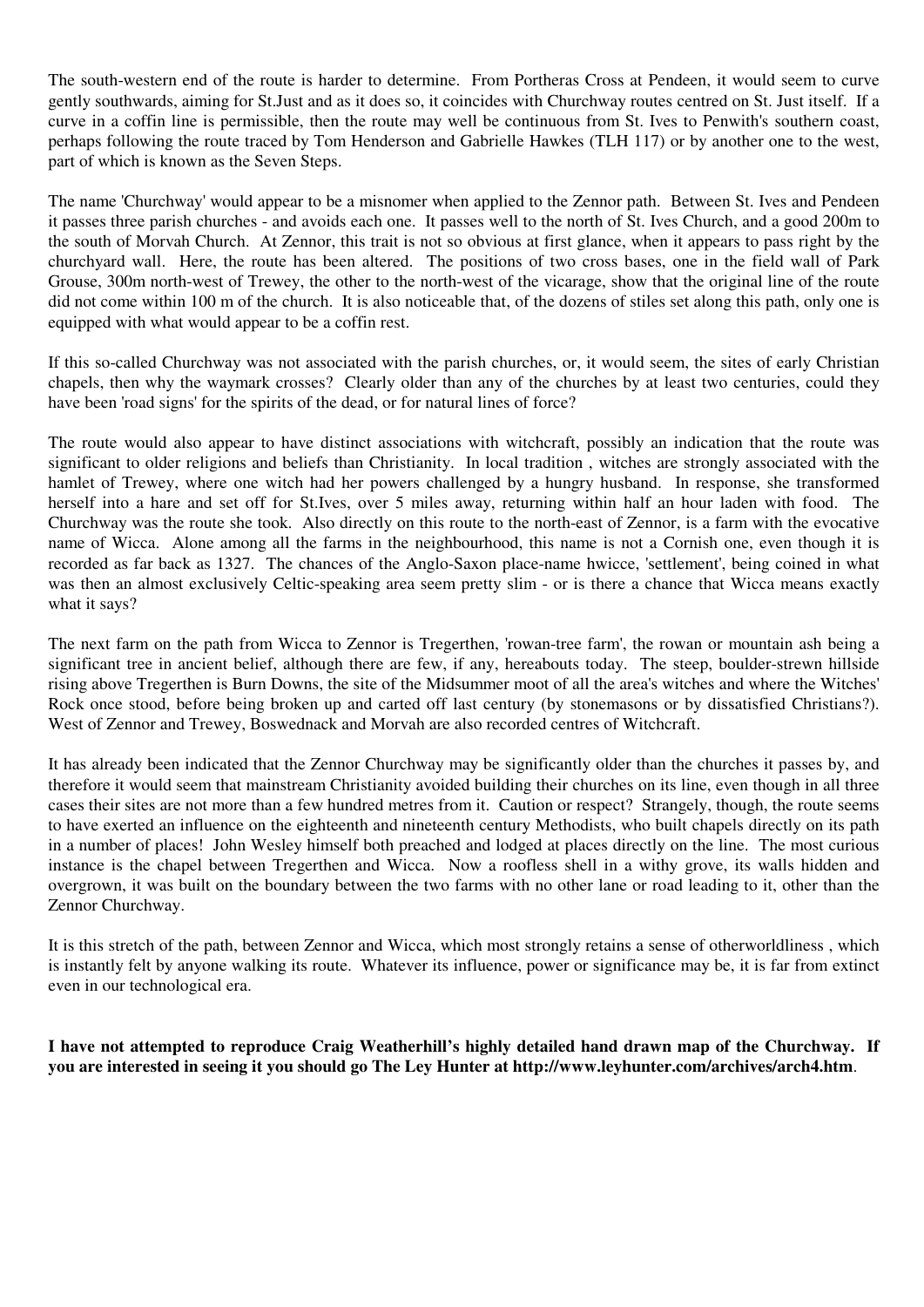The south-western end of the route is harder to determine. From Portheras Cross at Pendeen, it would seem to curve gently southwards, aiming for St.Just and as it does so, it coincides with Churchway routes centred on St. Just itself. If a curve in a coffin line is permissible, then the route may well be continuous from St. Ives to Penwith's southern coast, perhaps following the route traced by Tom Henderson and Gabrielle Hawkes (TLH 117) or by another one to the west, part of which is known as the Seven Steps.

The name 'Churchway' would appear to be a misnomer when applied to the Zennor path. Between St. Ives and Pendeen it passes three parish churches - and avoids each one. It passes well to the north of St. Ives Church, and a good 200m to the south of Morvah Church. At Zennor, this trait is not so obvious at first glance, when it appears to pass right by the churchyard wall. Here, the route has been altered. The positions of two cross bases, one in the field wall of Park Grouse, 300m north-west of Trewey, the other to the north-west of the vicarage, show that the original line of the route did not come within 100 m of the church. It is also noticeable that, of the dozens of stiles set along this path, only one is equipped with what would appear to be a coffin rest.

If this so-called Churchway was not associated with the parish churches, or, it would seem, the sites of early Christian chapels, then why the waymark crosses? Clearly older than any of the churches by at least two centuries, could they have been 'road signs' for the spirits of the dead, or for natural lines of force?

The route would also appear to have distinct associations with witchcraft, possibly an indication that the route was significant to older religions and beliefs than Christianity. In local tradition , witches are strongly associated with the hamlet of Trewey, where one witch had her powers challenged by a hungry husband. In response, she transformed herself into a hare and set off for St.Ives, over 5 miles away, returning within half an hour laden with food. The Churchway was the route she took. Also directly on this route to the north-east of Zennor, is a farm with the evocative name of Wicca. Alone among all the farms in the neighbourhood, this name is not a Cornish one, even though it is recorded as far back as 1327. The chances of the Anglo-Saxon place-name hwicce, 'settlement', being coined in what was then an almost exclusively Celtic-speaking area seem pretty slim - or is there a chance that Wicca means exactly what it says?

The next farm on the path from Wicca to Zennor is Tregerthen, 'rowan-tree farm', the rowan or mountain ash being a significant tree in ancient belief, although there are few, if any, hereabouts today. The steep, boulder-strewn hillside rising above Tregerthen is Burn Downs, the site of the Midsummer moot of all the area's witches and where the Witches' Rock once stood, before being broken up and carted off last century (by stonemasons or by dissatisfied Christians?). West of Zennor and Trewey, Boswednack and Morvah are also recorded centres of Witchcraft.

It has already been indicated that the Zennor Churchway may be significantly older than the churches it passes by, and therefore it would seem that mainstream Christianity avoided building their churches on its line, even though in all three cases their sites are not more than a few hundred metres from it. Caution or respect? Strangely, though, the route seems to have exerted an influence on the eighteenth and nineteenth century Methodists, who built chapels directly on its path in a number of places! John Wesley himself both preached and lodged at places directly on the line. The most curious instance is the chapel between Tregerthen and Wicca. Now a roofless shell in a withy grove, its walls hidden and overgrown, it was built on the boundary between the two farms with no other lane or road leading to it, other than the Zennor Churchway.

It is this stretch of the path, between Zennor and Wicca, which most strongly retains a sense of otherworldliness , which is instantly felt by anyone walking its route. Whatever its influence, power or significance may be, it is far from extinct even in our technological era.

**I have not attempted to reproduce Craig Weatherhill's highly detailed hand drawn map of the Churchway. If you are interested in seeing it you should go The Ley Hunter at http://www.leyhunter.com/archives/arch4.htm**.